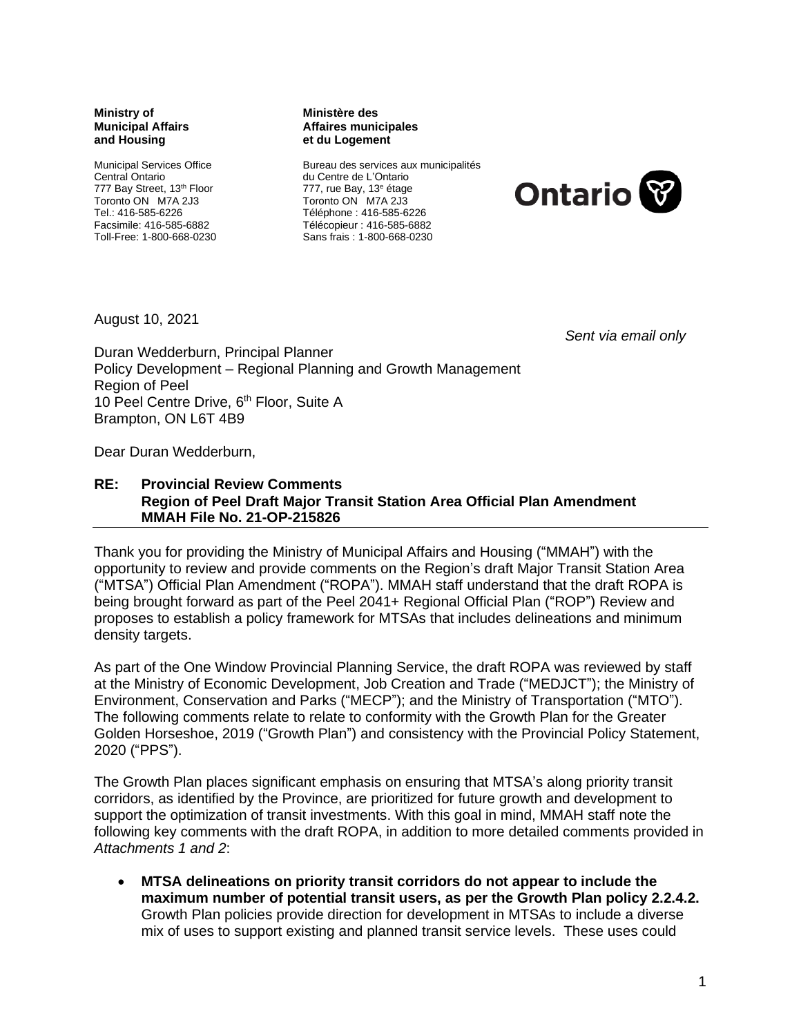**Ministry of Municipal Affairs and Housing**

Municipal Services Office
Central Ontario
777 Bay Street, 13th Floor
Toronto ON M7A 2J3
Tel.: 416-585-6226
Facsimile: 416-585-6882
Toll-Free: 1-800-668-0230

**Ministère des Affaires municipales et du Logement**

Bureau des services aux municipalités
du Centre de L'Ontario
777, rue Bay, 13e étage
Toronto ON M7A 2J3
Téléphone : 416-585-6226
Télécopieur : 416-585-6882
Sans frais : 1-800-668-0230

Ontario

August 10, 2021

*Sent via email only*

Duran Wedderburn, Principal Planner
Policy Development – Regional Planning and Growth Management
Region of Peel
10 Peel Centre Drive, 6th Floor, Suite A
Brampton, ON L6T 4B9

Dear Duran Wedderburn,

**RE: Provincial Review Comments**
**Region of Peel Draft Major Transit Station Area Official Plan Amendment**
**MMAH File No. 21-OP-215826**

Thank you for providing the Ministry of Municipal Affairs and Housing ("MMAH") with the opportunity to review and provide comments on the Region's draft Major Transit Station Area ("MTSA") Official Plan Amendment ("ROPA"). MMAH staff understand that the draft ROPA is being brought forward as part of the Peel 2041+ Regional Official Plan ("ROP") Review and proposes to establish a policy framework for MTSAs that includes delineations and minimum density targets.

As part of the One Window Provincial Planning Service, the draft ROPA was reviewed by staff at the Ministry of Economic Development, Job Creation and Trade ("MEDJCT"); the Ministry of Environment, Conservation and Parks ("MECP"); and the Ministry of Transportation ("MTO"). The following comments relate to relate to conformity with the Growth Plan for the Greater Golden Horseshoe, 2019 ("Growth Plan") and consistency with the Provincial Policy Statement, 2020 ("PPS").

The Growth Plan places significant emphasis on ensuring that MTSA's along priority transit corridors, as identified by the Province, are prioritized for future growth and development to support the optimization of transit investments. With this goal in mind, MMAH staff note the following key comments with the draft ROPA, in addition to more detailed comments provided in *Attachments 1 and 2*:

- **MTSA delineations on priority transit corridors do not appear to include the maximum number of potential transit users, as per the Growth Plan policy 2.2.4.2.** Growth Plan policies provide direction for development in MTSAs to include a diverse mix of uses to support existing and planned transit service levels. These uses could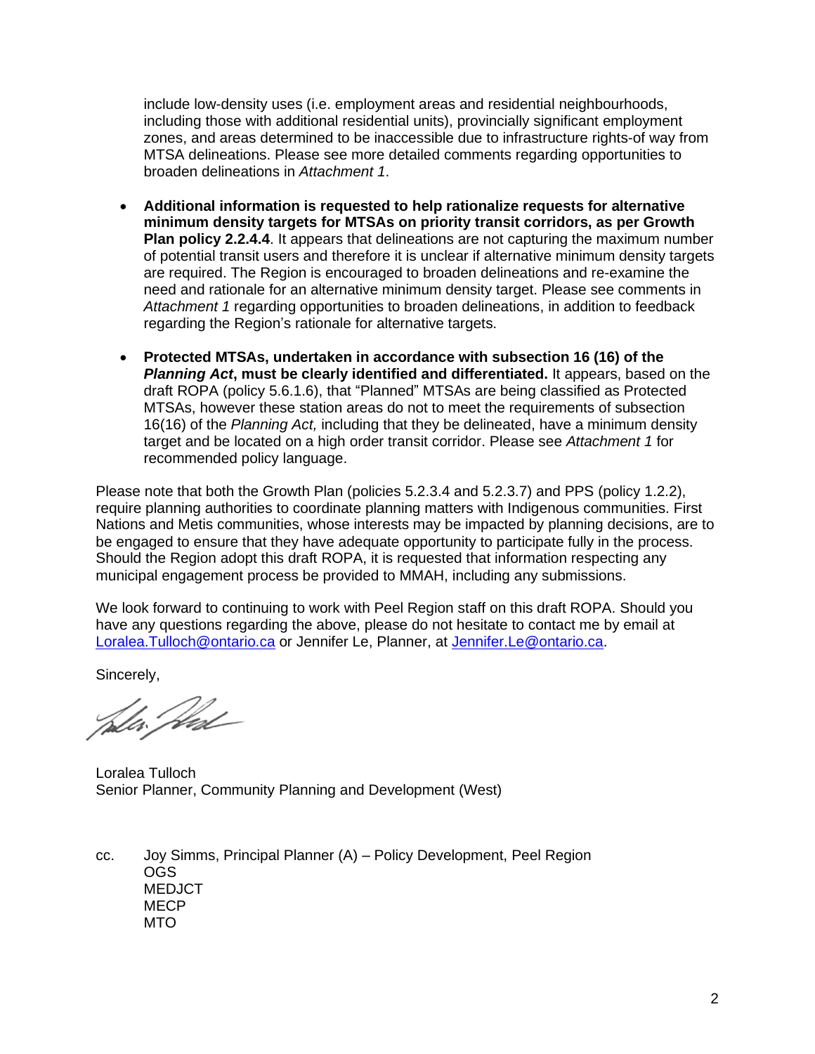include low-density uses (i.e. employment areas and residential neighbourhoods, including those with additional residential units), provincially significant employment zones, and areas determined to be inaccessible due to infrastructure rights-of way from MTSA delineations. Please see more detailed comments regarding opportunities to broaden delineations in *Attachment 1*.

- **Additional information is requested to help rationalize requests for alternative minimum density targets for MTSAs on priority transit corridors, as per Growth Plan policy 2.2.4.4**. It appears that delineations are not capturing the maximum number of potential transit users and therefore it is unclear if alternative minimum density targets are required. The Region is encouraged to broaden delineations and re-examine the need and rationale for an alternative minimum density target. Please see comments in *Attachment 1* regarding opportunities to broaden delineations, in addition to feedback regarding the Region's rationale for alternative targets.
- **Protected MTSAs, undertaken in accordance with subsection 16 (16) of the *Planning Act*, must be clearly identified and differentiated.** It appears, based on the draft ROPA (policy 5.6.1.6), that "Planned" MTSAs are being classified as Protected MTSAs, however these station areas do not to meet the requirements of subsection 16(16) of the *Planning Act,* including that they be delineated, have a minimum density target and be located on a high order transit corridor. Please see *Attachment 1* for recommended policy language.

Please note that both the Growth Plan (policies 5.2.3.4 and 5.2.3.7) and PPS (policy 1.2.2), require planning authorities to coordinate planning matters with Indigenous communities. First Nations and Metis communities, whose interests may be impacted by planning decisions, are to be engaged to ensure that they have adequate opportunity to participate fully in the process. Should the Region adopt this draft ROPA, it is requested that information respecting any municipal engagement process be provided to MMAH, including any submissions.

We look forward to continuing to work with Peel Region staff on this draft ROPA. Should you have any questions regarding the above, please do not hesitate to contact me by email at Loralea.Tulloch@ontario.ca or Jennifer Le, Planner, at Jennifer.Le@ontario.ca.

Sincerely,

Loralea Tulloch
Senior Planner, Community Planning and Development (West)

cc. Joy Simms, Principal Planner (A) – Policy Development, Peel Region
OGS
MEDJCT
MECP
MTO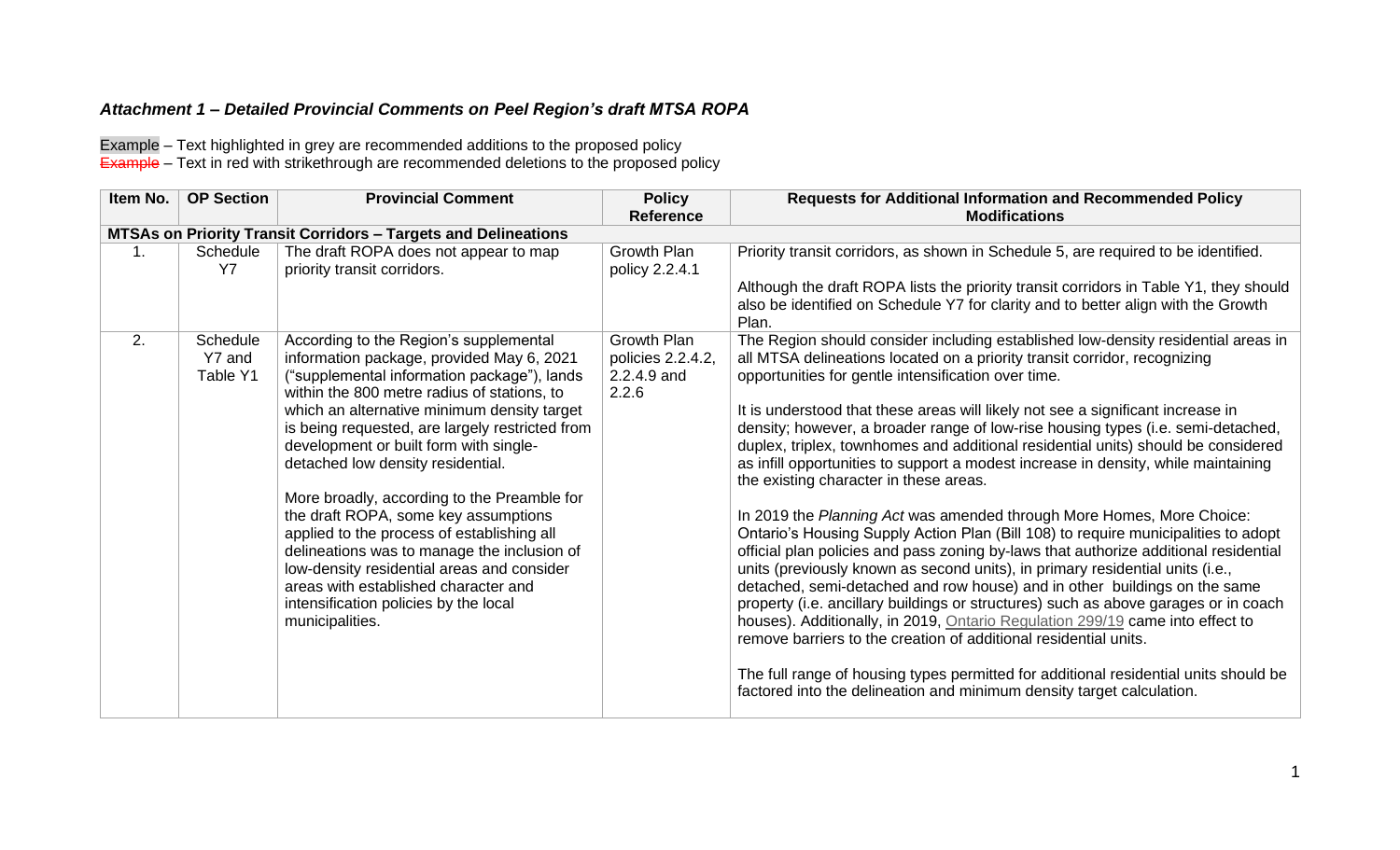## *Attachment 1 – Detailed Provincial Comments on Peel Region's draft MTSA ROPA*

Example – Text highlighted in grey are recommended additions to the proposed policy
~~Example~~ – Text in red with strikethrough are recommended deletions to the proposed policy

| Item No. | OP Section | Provincial Comment | Policy Reference | Requests for Additional Information and Recommended Policy Modifications |
|---|---|---|---|---|
| **MTSAs on Priority Transit Corridors – Targets and Delineations** | | | | |
| 1. | Schedule Y7 | The draft ROPA does not appear to map priority transit corridors. | Growth Plan policy 2.2.4.1 | Priority transit corridors, as shown in Schedule 5, are required to be identified.<br><br>Although the draft ROPA lists the priority transit corridors in Table Y1, they should also be identified on Schedule Y7 for clarity and to better align with the Growth Plan. |
| 2. | Schedule Y7 and Table Y1 | According to the Region's supplemental information package, provided May 6, 2021 ("supplemental information package"), lands within the 800 metre radius of stations, to which an alternative minimum density target is being requested, are largely restricted from development or built form with single-detached low density residential.<br><br>More broadly, according to the Preamble for the draft ROPA, some key assumptions applied to the process of establishing all delineations was to manage the inclusion of low-density residential areas and consider areas with established character and intensification policies by the local municipalities. | Growth Plan policies 2.2.4.2, 2.2.4.9 and 2.2.6 | The Region should consider including established low-density residential areas in all MTSA delineations located on a priority transit corridor, recognizing opportunities for gentle intensification over time.<br><br>It is understood that these areas will likely not see a significant increase in density; however, a broader range of low-rise housing types (i.e. semi-detached, duplex, triplex, townhomes and additional residential units) should be considered as infill opportunities to support a modest increase in density, while maintaining the existing character in these areas.<br><br>In 2019 the *Planning Act* was amended through More Homes, More Choice: Ontario's Housing Supply Action Plan (Bill 108) to require municipalities to adopt official plan policies and pass zoning by-laws that authorize additional residential units (previously known as second units), in primary residential units (i.e., detached, semi-detached and row house) and in other buildings on the same property (i.e. ancillary buildings or structures) such as above garages or in coach houses). Additionally, in 2019, Ontario Regulation 299/19 came into effect to remove barriers to the creation of additional residential units.<br><br>The full range of housing types permitted for additional residential units should be factored into the delineation and minimum density target calculation. |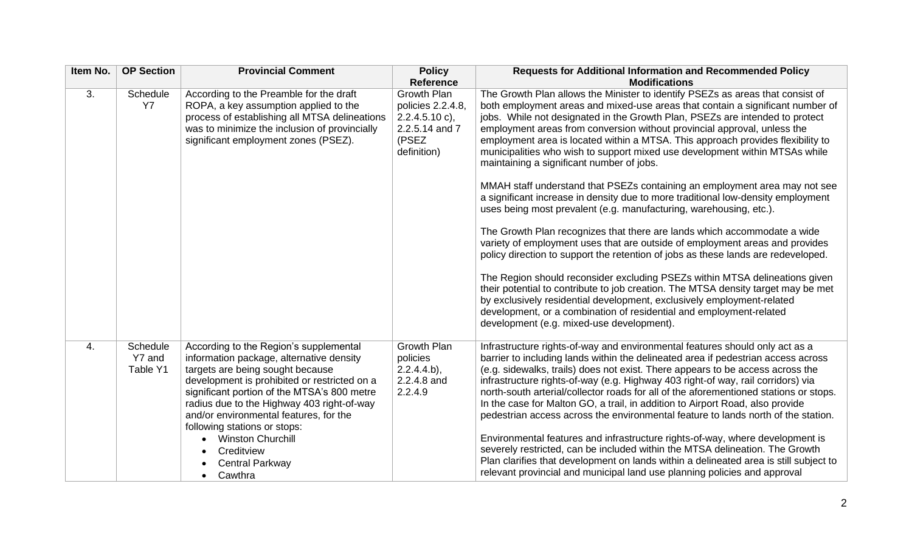| Item No. | OP Section | Provincial Comment | Policy Reference | Requests for Additional Information and Recommended Policy Modifications |
|---|---|---|---|---|
| 3. | Schedule Y7 | According to the Preamble for the draft ROPA, a key assumption applied to the process of establishing all MTSA delineations was to minimize the inclusion of provincially significant employment zones (PSEZ). | Growth Plan policies 2.2.4.8, 2.2.4.5.10 c), 2.2.5.14 and 7 (PSEZ definition) | The Growth Plan allows the Minister to identify PSEZs as areas that consist of both employment areas and mixed-use areas that contain a significant number of jobs. While not designated in the Growth Plan, PSEZs are intended to protect employment areas from conversion without provincial approval, unless the employment area is located within a MTSA. This approach provides flexibility to municipalities who wish to support mixed use development within MTSAs while maintaining a significant number of jobs.<br><br>MMAH staff understand that PSEZs containing an employment area may not see a significant increase in density due to more traditional low-density employment uses being most prevalent (e.g. manufacturing, warehousing, etc.).<br><br>The Growth Plan recognizes that there are lands which accommodate a wide variety of employment uses that are outside of employment areas and provides policy direction to support the retention of jobs as these lands are redeveloped.<br><br>The Region should reconsider excluding PSEZs within MTSA delineations given their potential to contribute to job creation. The MTSA density target may be met by exclusively residential development, exclusively employment-related development, or a combination of residential and employment-related development (e.g. mixed-use development). |
| 4. | Schedule Y7 and Table Y1 | According to the Region's supplemental information package, alternative density targets are being sought because development is prohibited or restricted on a significant portion of the MTSA's 800 metre radius due to the Highway 403 right-of-way and/or environmental features, for the following stations or stops:<br>• Winston Churchill<br>• Creditview<br>• Central Parkway<br>• Cawthra | Growth Plan policies 2.2.4.4.b), 2.2.4.8 and 2.2.4.9 | Infrastructure rights-of-way and environmental features should only act as a barrier to including lands within the delineated area if pedestrian access across (e.g. sidewalks, trails) does not exist. There appears to be access across the infrastructure rights-of-way (e.g. Highway 403 right-of-way, rail corridors) via north-south arterial/collector roads for all of the aforementioned stations or stops. In the case for Malton GO, a trail, in addition to Airport Road, also provide pedestrian access across the environmental feature to lands north of the station.<br><br>Environmental features and infrastructure rights-of-way, where development is severely restricted, can be included within the MTSA delineation. The Growth Plan clarifies that development on lands within a delineated area is still subject to relevant provincial and municipal land use planning policies and approval |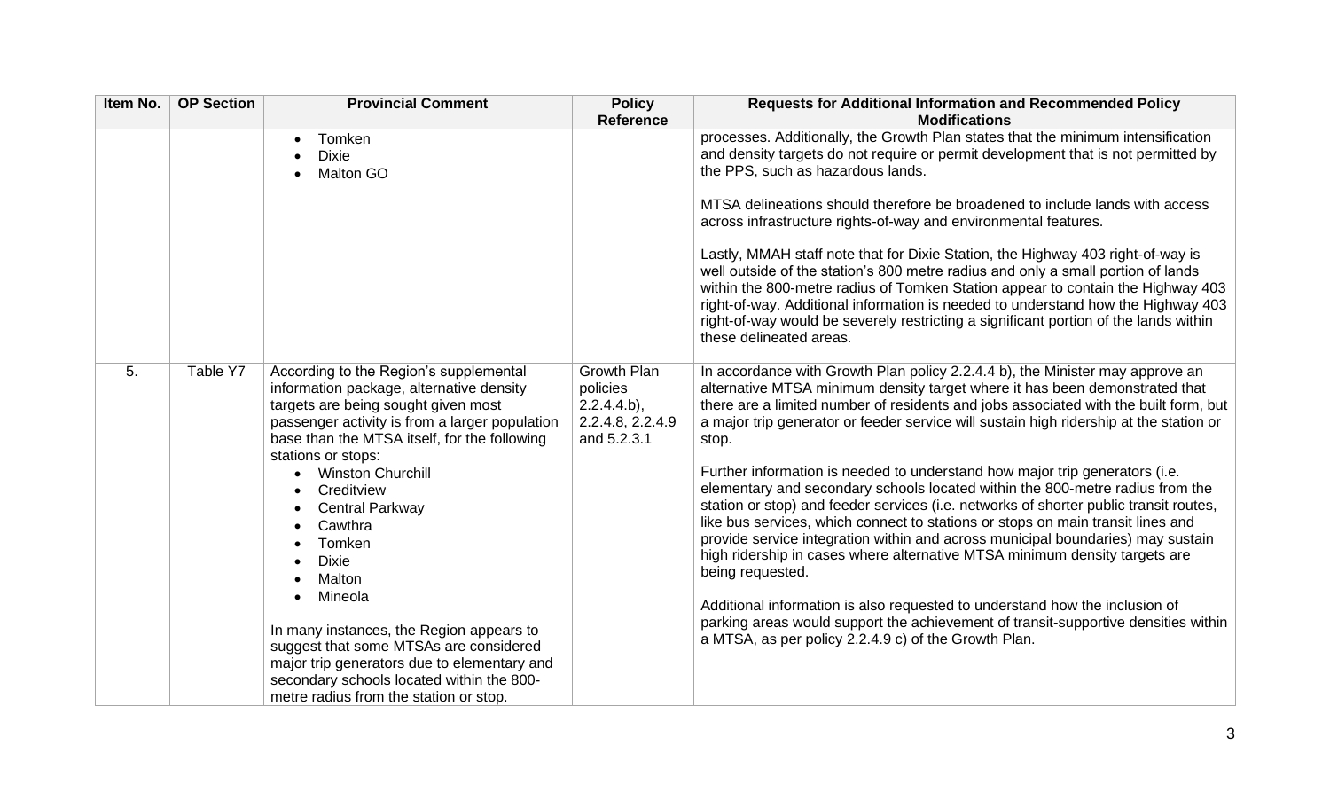| Item No. | OP Section | Provincial Comment | Policy Reference | Requests for Additional Information and Recommended Policy Modifications |
|---|---|---|---|---|
| | | • Tomken<br>• Dixie<br>• Malton GO | | processes. Additionally, the Growth Plan states that the minimum intensification and density targets do not require or permit development that is not permitted by the PPS, such as hazardous lands.<br><br>MTSA delineations should therefore be broadened to include lands with access across infrastructure rights-of-way and environmental features.<br><br>Lastly, MMAH staff note that for Dixie Station, the Highway 403 right-of-way is well outside of the station's 800 metre radius and only a small portion of lands within the 800-metre radius of Tomken Station appear to contain the Highway 403 right-of-way. Additional information is needed to understand how the Highway 403 right-of-way would be severely restricting a significant portion of the lands within these delineated areas. |
| 5. | Table Y7 | According to the Region's supplemental information package, alternative density targets are being sought given most passenger activity is from a larger population base than the MTSA itself, for the following stations or stops:<br>• Winston Churchill<br>• Creditview<br>• Central Parkway<br>• Cawthra<br>• Tomken<br>• Dixie<br>• Malton<br>• Mineola<br><br>In many instances, the Region appears to suggest that some MTSAs are considered major trip generators due to elementary and secondary schools located within the 800-metre radius from the station or stop. | Growth Plan policies 2.2.4.4.b), 2.2.4.8, 2.2.4.9 and 5.2.3.1 | In accordance with Growth Plan policy 2.2.4.4 b), the Minister may approve an alternative MTSA minimum density target where it has been demonstrated that there are a limited number of residents and jobs associated with the built form, but a major trip generator or feeder service will sustain high ridership at the station or stop.<br><br>Further information is needed to understand how major trip generators (i.e. elementary and secondary schools located within the 800-metre radius from the station or stop) and feeder services (i.e. networks of shorter public transit routes, like bus services, which connect to stations or stops on main transit lines and provide service integration within and across municipal boundaries) may sustain high ridership in cases where alternative MTSA minimum density targets are being requested.<br><br>Additional information is also requested to understand how the inclusion of parking areas would support the achievement of transit-supportive densities within a MTSA, as per policy 2.2.4.9 c) of the Growth Plan. |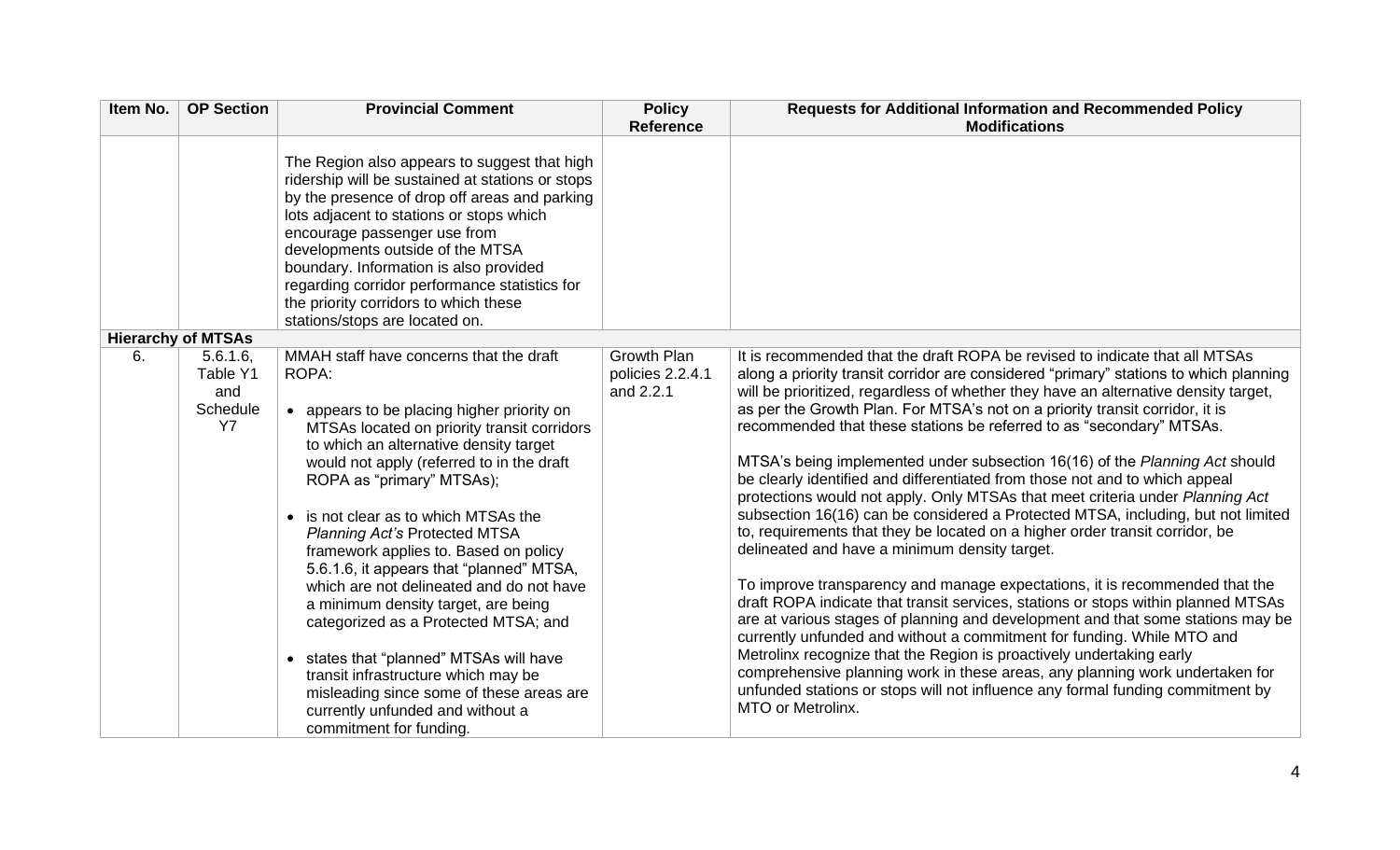| Item No. | OP Section | Provincial Comment | Policy Reference | Requests for Additional Information and Recommended Policy Modifications |
|---|---|---|---|---|
| | | The Region also appears to suggest that high ridership will be sustained at stations or stops by the presence of drop off areas and parking lots adjacent to stations or stops which encourage passenger use from developments outside of the MTSA boundary. Information is also provided regarding corridor performance statistics for the priority corridors to which these stations/stops are located on. | | |
| **Hierarchy of MTSAs** | | | | |
| 6. | 5.6.1.6, Table Y1 and Schedule Y7 | MMAH staff have concerns that the draft ROPA:<br><br>• appears to be placing higher priority on MTSAs located on priority transit corridors to which an alternative density target would not apply (referred to in the draft ROPA as "primary" MTSAs);<br><br>• is not clear as to which MTSAs the *Planning Act's* Protected MTSA framework applies to. Based on policy 5.6.1.6, it appears that "planned" MTSA, which are not delineated and do not have a minimum density target, are being categorized as a Protected MTSA; and<br><br>• states that "planned" MTSAs will have transit infrastructure which may be misleading since some of these areas are currently unfunded and without a commitment for funding. | Growth Plan policies 2.2.4.1 and 2.2.1 | It is recommended that the draft ROPA be revised to indicate that all MTSAs along a priority transit corridor are considered "primary" stations to which planning will be prioritized, regardless of whether they have an alternative density target, as per the Growth Plan. For MTSA's not on a priority transit corridor, it is recommended that these stations be referred to as "secondary" MTSAs.<br><br>MTSA's being implemented under subsection 16(16) of the *Planning Act* should be clearly identified and differentiated from those not and to which appeal protections would not apply. Only MTSAs that meet criteria under *Planning Act* subsection 16(16) can be considered a Protected MTSA, including, but not limited to, requirements that they be located on a higher order transit corridor, be delineated and have a minimum density target.<br><br>To improve transparency and manage expectations, it is recommended that the draft ROPA indicate that transit services, stations or stops within planned MTSAs are at various stages of planning and development and that some stations may be currently unfunded and without a commitment for funding. While MTO and Metrolinx recognize that the Region is proactively undertaking early comprehensive planning work in these areas, any planning work undertaken for unfunded stations or stops will not influence any formal funding commitment by MTO or Metrolinx. |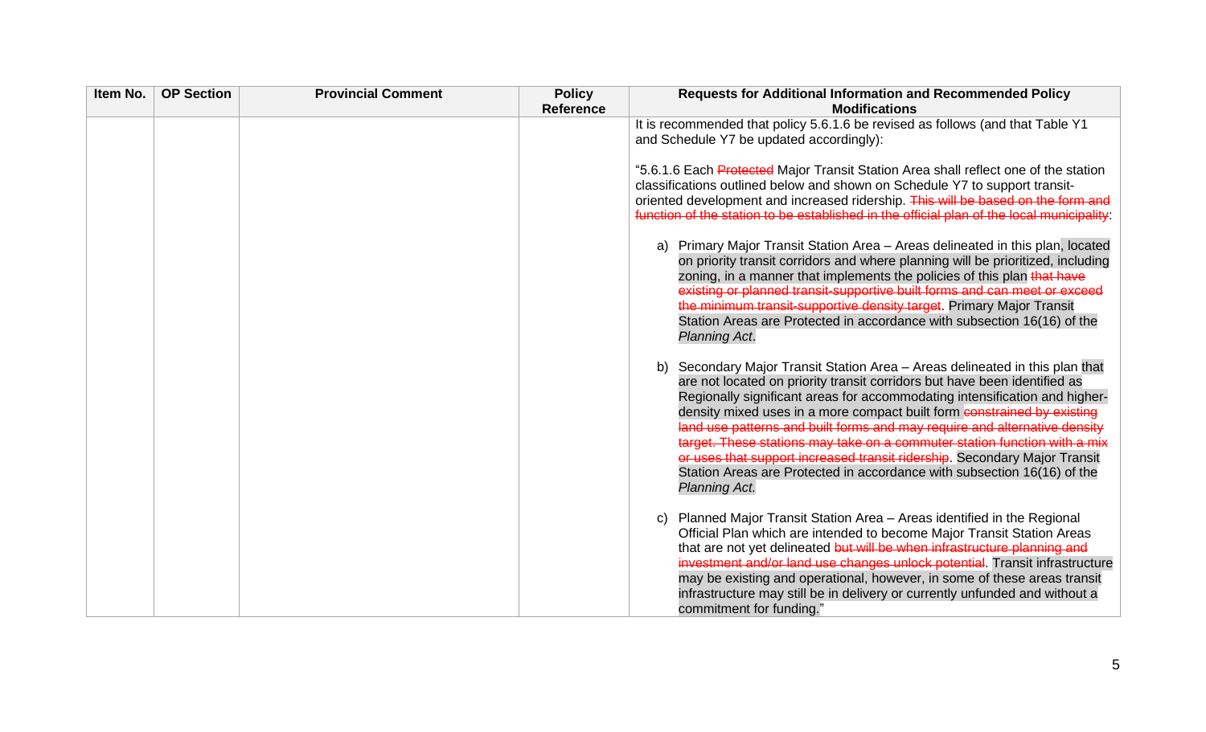| Item No. | OP Section | Provincial Comment | Policy Reference | Requests for Additional Information and Recommended Policy Modifications |
|---|---|---|---|---|
| | | | | It is recommended that policy 5.6.1.6 be revised as follows (and that Table Y1 and Schedule Y7 be updated accordingly):<br><br>"5.6.1.6 Each ~~Protected~~ Major Transit Station Area shall reflect one of the station classifications outlined below and shown on Schedule Y7 to support transit-oriented development and increased ridership. ~~This will be based on the form and function of the station to be established in the official plan of the local municipality~~:<br><br>a) Primary Major Transit Station Area – Areas delineated in this plan, located on priority transit corridors and where planning will be prioritized, including zoning, in a manner that implements the policies of this plan ~~that have existing or planned transit-supportive built forms and can meet or exceed the minimum transit-supportive density target~~. Primary Major Transit Station Areas are Protected in accordance with subsection 16(16) of the *Planning Act*.<br><br>b) Secondary Major Transit Station Area – Areas delineated in this plan that are not located on priority transit corridors but have been identified as Regionally significant areas for accommodating intensification and higher-density mixed uses in a more compact built form ~~constrained by existing land use patterns and built forms and may require and alternative density target. These stations may take on a commuter station function with a mix or uses that support increased transit ridership~~. Secondary Major Transit Station Areas are Protected in accordance with subsection 16(16) of the *Planning Act.*<br><br>c) Planned Major Transit Station Area – Areas identified in the Regional Official Plan which are intended to become Major Transit Station Areas that are not yet delineated ~~but will be when infrastructure planning and investment and/or land use changes unlock potential~~. Transit infrastructure may be existing and operational, however, in some of these areas transit infrastructure may still be in delivery or currently unfunded and without a commitment for funding." |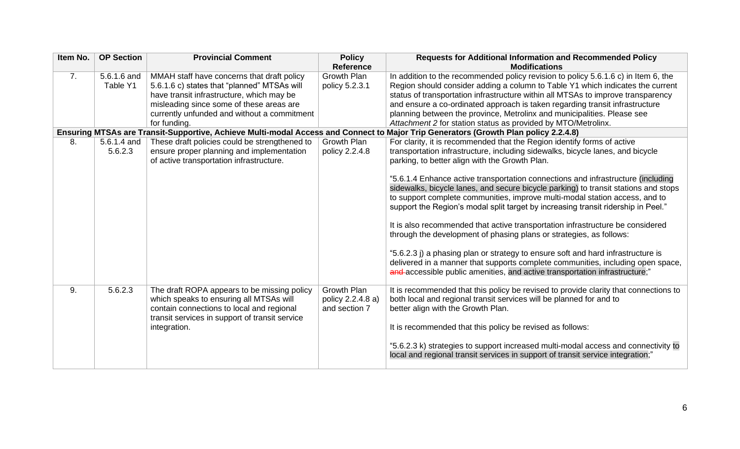| Item No. | OP Section | Provincial Comment | Policy Reference | Requests for Additional Information and Recommended Policy Modifications |
|---|---|---|---|---|
| 7. | 5.6.1.6 and Table Y1 | MMAH staff have concerns that draft policy 5.6.1.6 c) states that "planned" MTSAs will have transit infrastructure, which may be misleading since some of these areas are currently unfunded and without a commitment for funding. | Growth Plan policy 5.2.3.1 | In addition to the recommended policy revision to policy 5.6.1.6 c) in Item 6, the Region should consider adding a column to Table Y1 which indicates the current status of transportation infrastructure within all MTSAs to improve transparency and ensure a co-ordinated approach is taken regarding transit infrastructure planning between the province, Metrolinx and municipalities. Please see *Attachment 2* for station status as provided by MTO/Metrolinx. |
| **Ensuring MTSAs are Transit-Supportive, Achieve Multi-modal Access and Connect to Major Trip Generators (Growth Plan policy 2.2.4.8)** | | | | |
| 8. | 5.6.1.4 and 5.6.2.3 | These draft policies could be strengthened to ensure proper planning and implementation of active transportation infrastructure. | Growth Plan policy 2.2.4.8 | For clarity, it is recommended that the Region identify forms of active transportation infrastructure, including sidewalks, bicycle lanes, and bicycle parking, to better align with the Growth Plan.<br><br>"5.6.1.4 Enhance active transportation connections and infrastructure (including sidewalks, bicycle lanes, and secure bicycle parking) to transit stations and stops to support complete communities, improve multi-modal station access, and to support the Region's modal split target by increasing transit ridership in Peel."<br><br>It is also recommended that active transportation infrastructure be considered through the development of phasing plans or strategies, as follows:<br><br>"5.6.2.3 j) a phasing plan or strategy to ensure soft and hard infrastructure is delivered in a manner that supports complete communities, including open space, ~~and~~ accessible public amenities, and active transportation infrastructure;" |
| 9. | 5.6.2.3 | The draft ROPA appears to be missing policy which speaks to ensuring all MTSAs will contain connections to local and regional transit services in support of transit service integration. | Growth Plan policy 2.2.4.8 a) and section 7 | It is recommended that this policy be revised to provide clarity that connections to both local and regional transit services will be planned for and to better align with the Growth Plan.<br><br>It is recommended that this policy be revised as follows:<br><br>"5.6.2.3 k) strategies to support increased multi-modal access and connectivity to local and regional transit services in support of transit service integration;" |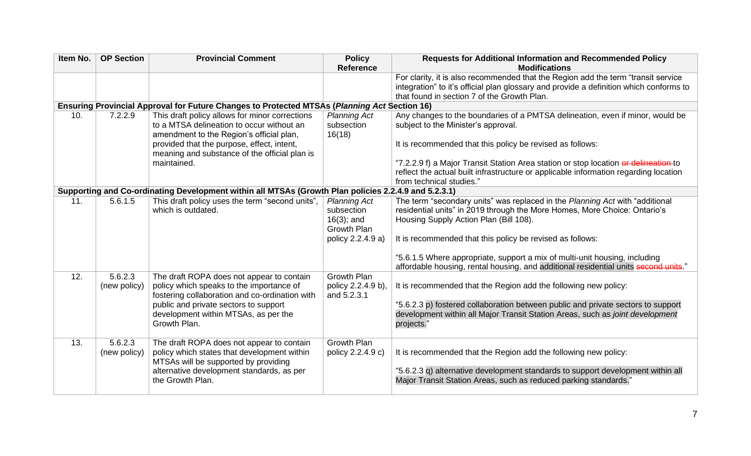| Item No. | OP Section | Provincial Comment | Policy Reference | Requests for Additional Information and Recommended Policy Modifications |
|---|---|---|---|---|
| | | | | For clarity, it is also recommended that the Region add the term "transit service integration" to it's official plan glossary and provide a definition which conforms to that found in section 7 of the Growth Plan. |
| **Ensuring Provincial Approval for Future Changes to Protected MTSAs (*Planning Act* Section 16)** | | | | |
| 10. | 7.2.2.9 | This draft policy allows for minor corrections to a MTSA delineation to occur without an amendment to the Region's official plan, provided that the purpose, effect, intent, meaning and substance of the official plan is maintained. | *Planning Act* subsection 16(18) | Any changes to the boundaries of a PMTSA delineation, even if minor, would be subject to the Minister's approval.<br><br>It is recommended that this policy be revised as follows:<br><br>"7.2.2.9 f) a Major Transit Station Area station or stop location ~~or delineation~~ to reflect the actual built infrastructure or applicable information regarding location from technical studies." |
| **Supporting and Co-ordinating Development within all MTSAs (Growth Plan policies 2.2.4.9 and 5.2.3.1)** | | | | |
| 11. | 5.6.1.5 | This draft policy uses the term "second units", which is outdated. | *Planning Act* subsection 16(3); and Growth Plan policy 2.2.4.9 a) | The term "secondary units" was replaced in the *Planning Act* with "additional residential units" in 2019 through the More Homes, More Choice: Ontario's Housing Supply Action Plan (Bill 108).<br><br>It is recommended that this policy be revised as follows:<br><br>"5.6.1.5 Where appropriate, support a mix of multi-unit housing, including affordable housing, rental housing, and additional residential units ~~second units~~." |
| 12. | 5.6.2.3 (new policy) | The draft ROPA does not appear to contain policy which speaks to the importance of fostering collaboration and co-ordination with public and private sectors to support development within MTSAs, as per the Growth Plan. | Growth Plan policy 2.2.4.9 b), and 5.2.3.1 | It is recommended that the Region add the following new policy:<br><br>"5.6.2.3 p) fostered collaboration between public and private sectors to support development within all Major Transit Station Areas, such as *joint development* projects." |
| 13. | 5.6.2.3 (new policy) | The draft ROPA does not appear to contain policy which states that development within MTSAs will be supported by providing alternative development standards, as per the Growth Plan. | Growth Plan policy 2.2.4.9 c) | It is recommended that the Region add the following new policy:<br><br>"5.6.2.3 q) alternative development standards to support development within all Major Transit Station Areas, such as reduced parking standards." |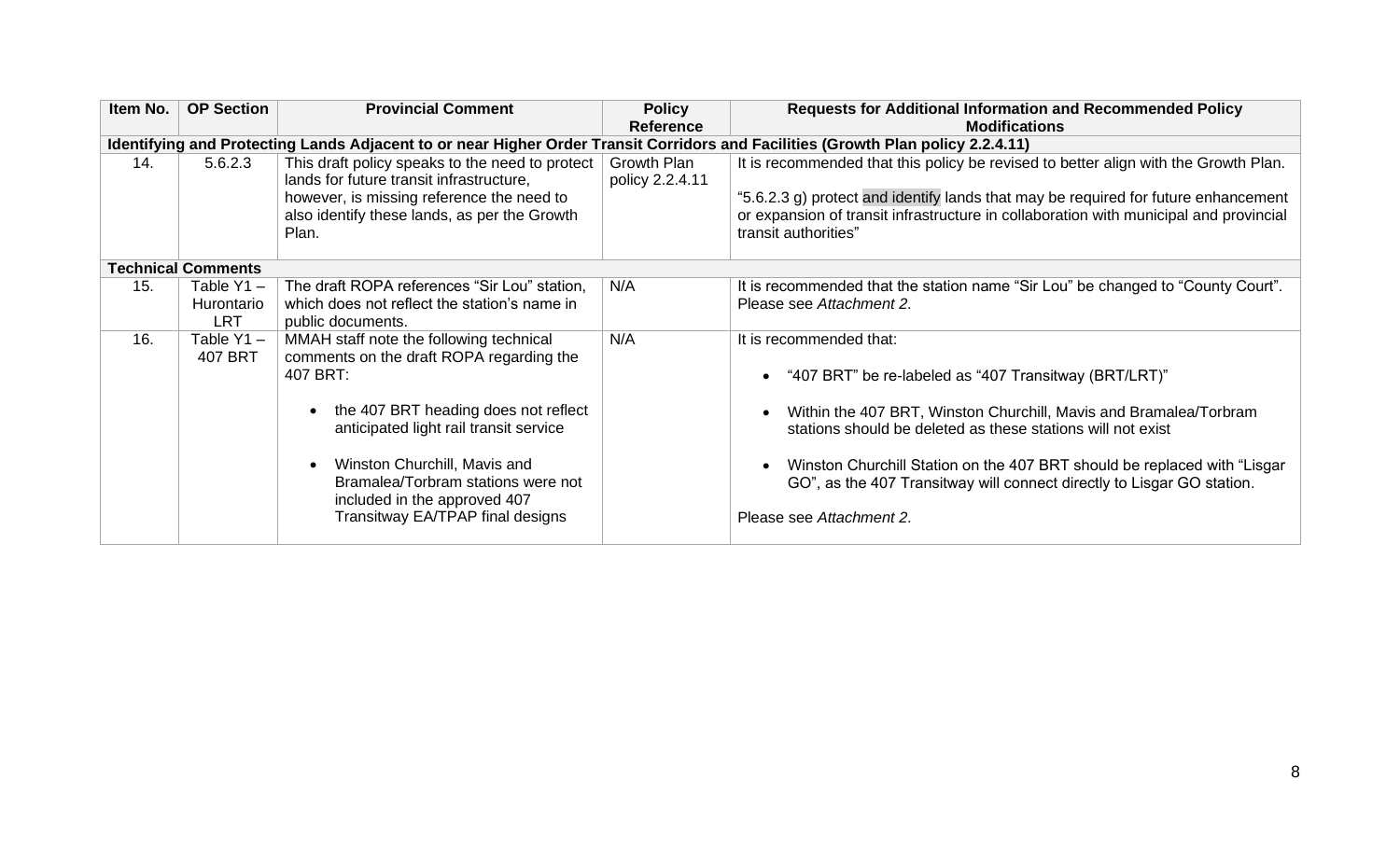| Item No. | OP Section | Provincial Comment | Policy Reference | Requests for Additional Information and Recommended Policy Modifications |
|---|---|---|---|---|
| **Identifying and Protecting Lands Adjacent to or near Higher Order Transit Corridors and Facilities (Growth Plan policy 2.2.4.11)** | | | | |
| 14. | 5.6.2.3 | This draft policy speaks to the need to protect lands for future transit infrastructure, however, is missing reference the need to also identify these lands, as per the Growth Plan. | Growth Plan policy 2.2.4.11 | It is recommended that this policy be revised to better align with the Growth Plan.<br><br>"5.6.2.3 g) protect and identify lands that may be required for future enhancement or expansion of transit infrastructure in collaboration with municipal and provincial transit authorities" |
| **Technical Comments** | | | | |
| 15. | Table Y1 – Hurontario LRT | The draft ROPA references "Sir Lou" station, which does not reflect the station's name in public documents. | N/A | It is recommended that the station name "Sir Lou" be changed to "County Court". Please see *Attachment 2*. |
| 16. | Table Y1 – 407 BRT | MMAH staff note the following technical comments on the draft ROPA regarding the 407 BRT:<br><br>• the 407 BRT heading does not reflect anticipated light rail transit service<br><br>• Winston Churchill, Mavis and Bramalea/Torbram stations were not included in the approved 407 Transitway EA/TPAP final designs | N/A | It is recommended that:<br><br>• "407 BRT" be re-labeled as "407 Transitway (BRT/LRT)"<br><br>• Within the 407 BRT, Winston Churchill, Mavis and Bramalea/Torbram stations should be deleted as these stations will not exist<br><br>• Winston Churchill Station on the 407 BRT should be replaced with "Lisgar GO", as the 407 Transitway will connect directly to Lisgar GO station.<br><br>Please see *Attachment 2*. |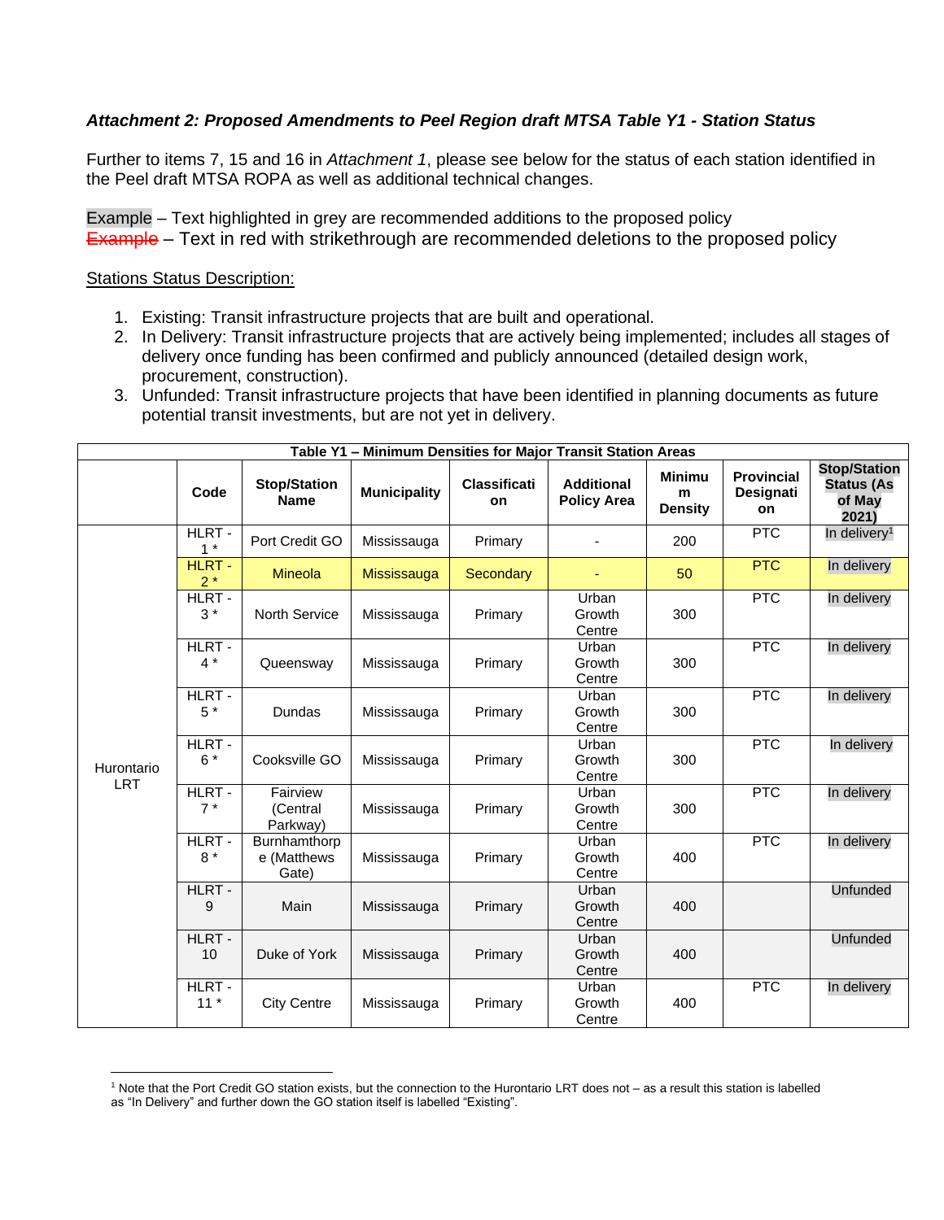***Attachment 2: Proposed Amendments to Peel Region draft MTSA Table Y1 - Station Status***

Further to items 7, 15 and 16 in *Attachment 1*, please see below for the status of each station identified in the Peel draft MTSA ROPA as well as additional technical changes.

Example – Text highlighted in grey are recommended additions to the proposed policy
~~Example~~ – Text in red with strikethrough are recommended deletions to the proposed policy

<u>Stations Status Description:</u>

1. Existing: Transit infrastructure projects that are built and operational.
2. In Delivery: Transit infrastructure projects that are actively being implemented; includes all stages of delivery once funding has been confirmed and publicly announced (detailed design work, procurement, construction).
3. Unfunded: Transit infrastructure projects that have been identified in planning documents as future potential transit investments, but are not yet in delivery.

**Table Y1 – Minimum Densities for Major Transit Station Areas**

| | Code | Stop/Station Name | Municipality | Classification | Additional Policy Area | Minimum Density | Provincial Designation | Stop/Station Status (As of May 2021) |
|---|---|---|---|---|---|---|---|---|
| Hurontario LRT | HLRT - 1 * | Port Credit GO | Mississauga | Primary | - | 200 | PTC | In delivery[1] |
| | HLRT - 2 * | Mineola | Mississauga | Secondary | - | 50 | PTC | In delivery |
| | HLRT - 3 * | North Service | Mississauga | Primary | Urban Growth Centre | 300 | PTC | In delivery |
| | HLRT - 4 * | Queensway | Mississauga | Primary | Urban Growth Centre | 300 | PTC | In delivery |
| | HLRT - 5 * | Dundas | Mississauga | Primary | Urban Growth Centre | 300 | PTC | In delivery |
| | HLRT - 6 * | Cooksville GO | Mississauga | Primary | Urban Growth Centre | 300 | PTC | In delivery |
| | HLRT - 7 * | Fairview (Central Parkway) | Mississauga | Primary | Urban Growth Centre | 300 | PTC | In delivery |
| | HLRT - 8 * | Burnhamthorpe (Matthews Gate) | Mississauga | Primary | Urban Growth Centre | 400 | PTC | In delivery |
| | HLRT - 9 | Main | Mississauga | Primary | Urban Growth Centre | 400 | | Unfunded |
| | HLRT - 10 | Duke of York | Mississauga | Primary | Urban Growth Centre | 400 | | Unfunded |
| | HLRT - 11 * | City Centre | Mississauga | Primary | Urban Growth Centre | 400 | PTC | In delivery |

[1] Note that the Port Credit GO station exists, but the connection to the Hurontario LRT does not – as a result this station is labelled as "In Delivery" and further down the GO station itself is labelled "Existing".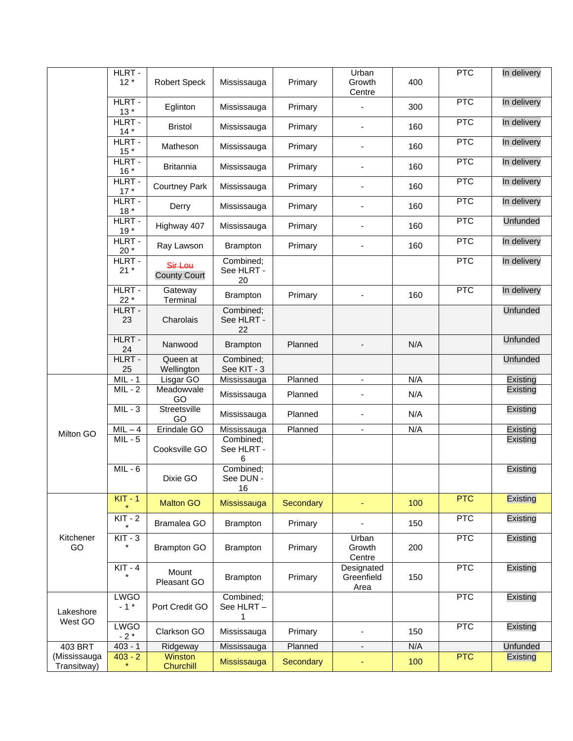| | | | | | | | | |
|---|---|---|---|---|---|---|---|---|
| | HLRT - 12 * | Robert Speck | Mississauga | Primary | Urban Growth Centre | 400 | PTC | In delivery |
| | HLRT - 13 * | Eglinton | Mississauga | Primary | - | 300 | PTC | In delivery |
| | HLRT - 14 * | Bristol | Mississauga | Primary | - | 160 | PTC | In delivery |
| | HLRT - 15 * | Matheson | Mississauga | Primary | - | 160 | PTC | In delivery |
| | HLRT - 16 * | Britannia | Mississauga | Primary | - | 160 | PTC | In delivery |
| | HLRT - 17 * | Courtney Park | Mississauga | Primary | - | 160 | PTC | In delivery |
| | HLRT - 18 * | Derry | Mississauga | Primary | - | 160 | PTC | In delivery |
| | HLRT - 19 * | Highway 407 | Mississauga | Primary | - | 160 | PTC | Unfunded |
| | HLRT - 20 * | Ray Lawson | Brampton | Primary | - | 160 | PTC | In delivery |
| | HLRT - 21 * | ~~Sir Lou~~ County Court | Combined; See HLRT - 20 | | | | PTC | In delivery |
| | HLRT - 22 * | Gateway Terminal | Brampton | Primary | - | 160 | PTC | In delivery |
| | HLRT - 23 | Charolais | Combined; See HLRT - 22 | | | | | Unfunded |
| | HLRT - 24 | Nanwood | Brampton | Planned | - | N/A | | Unfunded |
| | HLRT - 25 | Queen at Wellington | Combined; See KIT - 3 | | | | | Unfunded |
| Milton GO | MIL - 1 | Lisgar GO | Mississauga | Planned | - | N/A | | Existing |
| | MIL - 2 | Meadowvale GO | Mississauga | Planned | - | N/A | | Existing |
| | MIL - 3 | Streetsville GO | Mississauga | Planned | - | N/A | | Existing |
| | MIL – 4 | Erindale GO | Mississauga | Planned | - | N/A | | Existing |
| | MIL - 5 | Cooksville GO | Combined; See HLRT - 6 | | | | | Existing |
| | MIL - 6 | Dixie GO | Combined; See DUN - 16 | | | | | Existing |
| Kitchener GO | KIT - 1 * | Malton GO | Mississauga | Secondary | - | 100 | PTC | Existing |
| | KIT - 2 * | Bramalea GO | Brampton | Primary | - | 150 | PTC | Existing |
| | KIT - 3 * | Brampton GO | Brampton | Primary | Urban Growth Centre | 200 | PTC | Existing |
| | KIT - 4 * | Mount Pleasant GO | Brampton | Primary | Designated Greenfield Area | 150 | PTC | Existing |
| Lakeshore West GO | LWGO - 1 * | Port Credit GO | Combined; See HLRT – 1 | | | | PTC | Existing |
| | LWGO - 2 * | Clarkson GO | Mississauga | Primary | - | 150 | PTC | Existing |
| 403 BRT (Mississauga Transitway) | 403 - 1 | Ridgeway | Mississauga | Planned | - | N/A | | Unfunded |
| | 403 - 2 * | Winston Churchill | Mississauga | Secondary | - | 100 | PTC | Existing |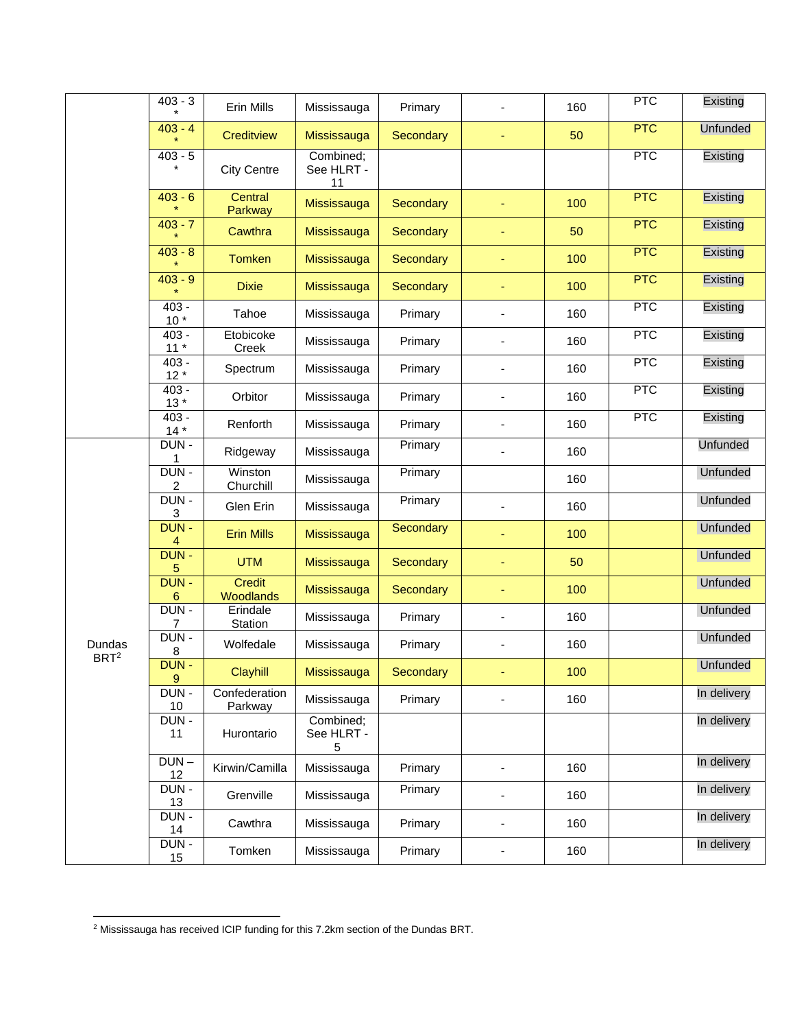| | | | | | | | | |
|---|---|---|---|---|---|---|---|---|
| | 403 - 3 * | Erin Mills | Mississauga | Primary | - | 160 | PTC | Existing |
| | 403 - 4 * | Creditview | Mississauga | Secondary | - | 50 | PTC | Unfunded |
| | 403 - 5 * | City Centre | Combined; See HLRT - 11 | | | | PTC | Existing |
| | 403 - 6 * | Central Parkway | Mississauga | Secondary | - | 100 | PTC | Existing |
| | 403 - 7 * | Cawthra | Mississauga | Secondary | - | 50 | PTC | Existing |
| | 403 - 8 * | Tomken | Mississauga | Secondary | - | 100 | PTC | Existing |
| | 403 - 9 * | Dixie | Mississauga | Secondary | - | 100 | PTC | Existing |
| | 403 - 10 * | Tahoe | Mississauga | Primary | - | 160 | PTC | Existing |
| | 403 - 11 * | Etobicoke Creek | Mississauga | Primary | - | 160 | PTC | Existing |
| | 403 - 12 * | Spectrum | Mississauga | Primary | - | 160 | PTC | Existing |
| | 403 - 13 * | Orbitor | Mississauga | Primary | - | 160 | PTC | Existing |
| | 403 - 14 * | Renforth | Mississauga | Primary | - | 160 | PTC | Existing |
| Dundas BRT[2] | DUN - 1 | Ridgeway | Mississauga | Primary | - | 160 | | Unfunded |
| | DUN - 2 | Winston Churchill | Mississauga | Primary | | 160 | | Unfunded |
| | DUN - 3 | Glen Erin | Mississauga | Primary | - | 160 | | Unfunded |
| | DUN - 4 | Erin Mills | Mississauga | Secondary | - | 100 | | Unfunded |
| | DUN - 5 | UTM | Mississauga | Secondary | - | 50 | | Unfunded |
| | DUN - 6 | Credit Woodlands | Mississauga | Secondary | - | 100 | | Unfunded |
| | DUN - 7 | Erindale Station | Mississauga | Primary | - | 160 | | Unfunded |
| | DUN - 8 | Wolfedale | Mississauga | Primary | - | 160 | | Unfunded |
| | DUN - 9 | Clayhill | Mississauga | Secondary | - | 100 | | Unfunded |
| | DUN - 10 | Confederation Parkway | Mississauga | Primary | - | 160 | | In delivery |
| | DUN - 11 | Hurontario | Combined; See HLRT - 5 | | | | | In delivery |
| | DUN – 12 | Kirwin/Camilla | Mississauga | Primary | - | 160 | | In delivery |
| | DUN - 13 | Grenville | Mississauga | Primary | - | 160 | | In delivery |
| | DUN - 14 | Cawthra | Mississauga | Primary | - | 160 | | In delivery |
| | DUN - 15 | Tomken | Mississauga | Primary | - | 160 | | In delivery |

[2] Mississauga has received ICIP funding for this 7.2km section of the Dundas BRT.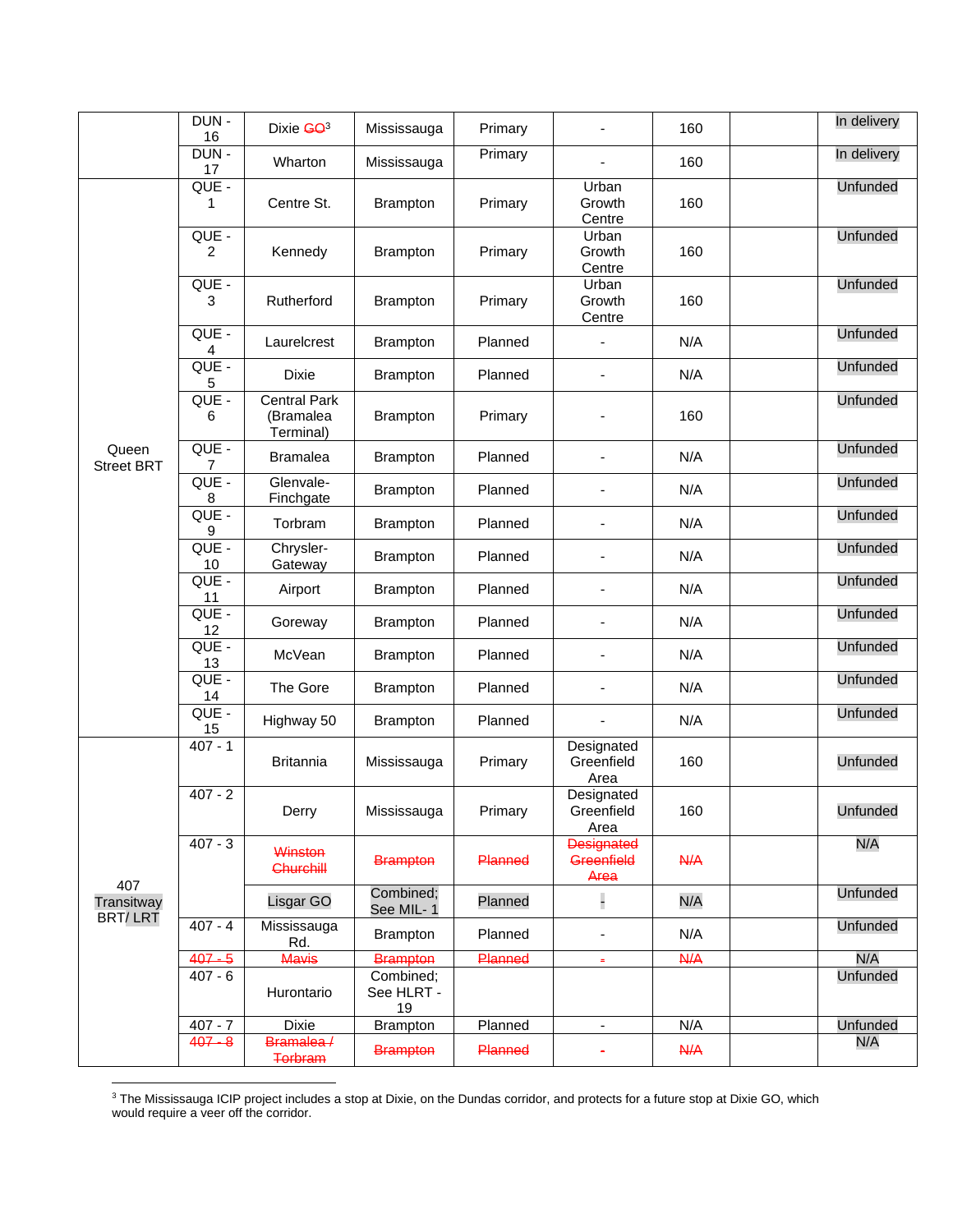| | | | | | | | | |
|---|---|---|---|---|---|---|---|---|
| | DUN - 16 | Dixie ~~GO~~[3] | Mississauga | Primary | - | 160 | | In delivery |
| | DUN - 17 | Wharton | Mississauga | Primary | - | 160 | | In delivery |
| Queen Street BRT | QUE - 1 | Centre St. | Brampton | Primary | Urban Growth Centre | 160 | | Unfunded |
| | QUE - 2 | Kennedy | Brampton | Primary | Urban Growth Centre | 160 | | Unfunded |
| | QUE - 3 | Rutherford | Brampton | Primary | Urban Growth Centre | 160 | | Unfunded |
| | QUE - 4 | Laurelcrest | Brampton | Planned | - | N/A | | Unfunded |
| | QUE - 5 | Dixie | Brampton | Planned | - | N/A | | Unfunded |
| | QUE - 6 | Central Park (Bramalea Terminal) | Brampton | Primary | - | 160 | | Unfunded |
| | QUE - 7 | Bramalea | Brampton | Planned | - | N/A | | Unfunded |
| | QUE - 8 | Glenvale-Finchgate | Brampton | Planned | - | N/A | | Unfunded |
| | QUE - 9 | Torbram | Brampton | Planned | - | N/A | | Unfunded |
| | QUE - 10 | Chrysler-Gateway | Brampton | Planned | - | N/A | | Unfunded |
| | QUE - 11 | Airport | Brampton | Planned | - | N/A | | Unfunded |
| | QUE - 12 | Goreway | Brampton | Planned | - | N/A | | Unfunded |
| | QUE - 13 | McVean | Brampton | Planned | - | N/A | | Unfunded |
| | QUE - 14 | The Gore | Brampton | Planned | - | N/A | | Unfunded |
| | QUE - 15 | Highway 50 | Brampton | Planned | - | N/A | | Unfunded |
| 407 Transitway BRT/ LRT | 407 - 1 | Britannia | Mississauga | Primary | Designated Greenfield Area | 160 | | Unfunded |
| | 407 - 2 | Derry | Mississauga | Primary | Designated Greenfield Area | 160 | | Unfunded |
| | 407 - 3 | ~~Winston Churchill~~ | ~~Brampton~~ | ~~Planned~~ | ~~Designated Greenfield Area~~ | ~~N/A~~ | | N/A |
| | | Lisgar GO | Combined; See MIL- 1 | Planned | - | N/A | | Unfunded |
| | 407 - 4 | Mississauga Rd. | Brampton | Planned | - | N/A | | Unfunded |
| | ~~407 - 5~~ | ~~Mavis~~ | ~~Brampton~~ | ~~Planned~~ | ~~-~~ | ~~N/A~~ | | N/A |
| | 407 - 6 | Hurontario | Combined; See HLRT - 19 | | | | | Unfunded |
| | 407 - 7 | Dixie | Brampton | Planned | - | N/A | | Unfunded |
| | ~~407 - 8~~ | ~~Bramalea / Torbram~~ | ~~Brampton~~ | ~~Planned~~ | ~~-~~ | ~~N/A~~ | | N/A |

[3] The Mississauga ICIP project includes a stop at Dixie, on the Dundas corridor, and protects for a future stop at Dixie GO, which would require a veer off the corridor.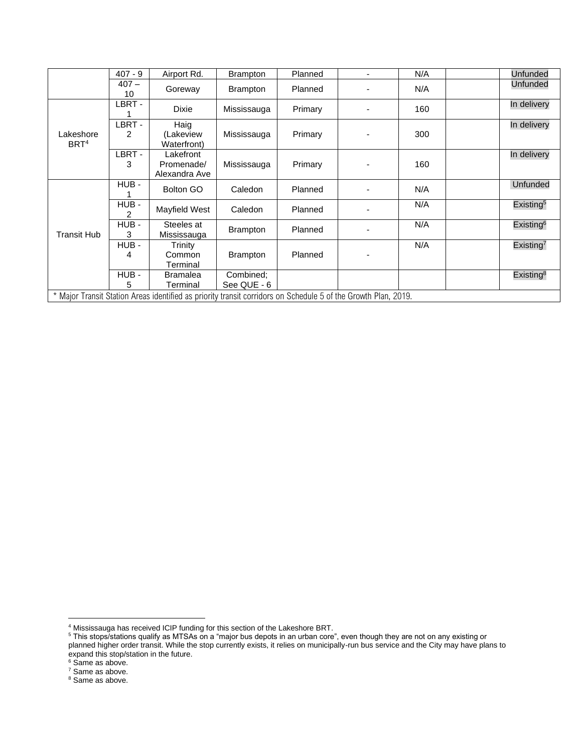| | | | | | | | | |
|---|---|---|---|---|---|---|---|---|
| | 407 - 9 | Airport Rd. | Brampton | Planned | - | N/A | | Unfunded |
| | 407 – 10 | Goreway | Brampton | Planned | - | N/A | | Unfunded |
| Lakeshore BRT[4] | LBRT - 1 | Dixie | Mississauga | Primary | - | 160 | | In delivery |
| | LBRT - 2 | Haig (Lakeview Waterfront) | Mississauga | Primary | - | 300 | | In delivery |
| | LBRT - 3 | Lakefront Promenade/ Alexandra Ave | Mississauga | Primary | - | 160 | | In delivery |
| Transit Hub | HUB - 1 | Bolton GO | Caledon | Planned | - | N/A | | Unfunded |
| | HUB - 2 | Mayfield West | Caledon | Planned | - | N/A | | Existing[5] |
| | HUB - 3 | Steeles at Mississauga | Brampton | Planned | - | N/A | | Existing[6] |
| | HUB - 4 | Trinity Common Terminal | Brampton | Planned | - | N/A | | Existing[7] |
| | HUB - 5 | Bramalea Terminal | Combined; See QUE - 6 | | | | | Existing[8] |

* Major Transit Station Areas identified as priority transit corridors on Schedule 5 of the Growth Plan, 2019.

[4] Mississauga has received ICIP funding for this section of the Lakeshore BRT.

[5] This stops/stations qualify as MTSAs on a "major bus depots in an urban core", even though they are not on any existing or planned higher order transit. While the stop currently exists, it relies on municipally-run bus service and the City may have plans to expand this stop/station in the future.

[6] Same as above.

[7] Same as above.

[8] Same as above.